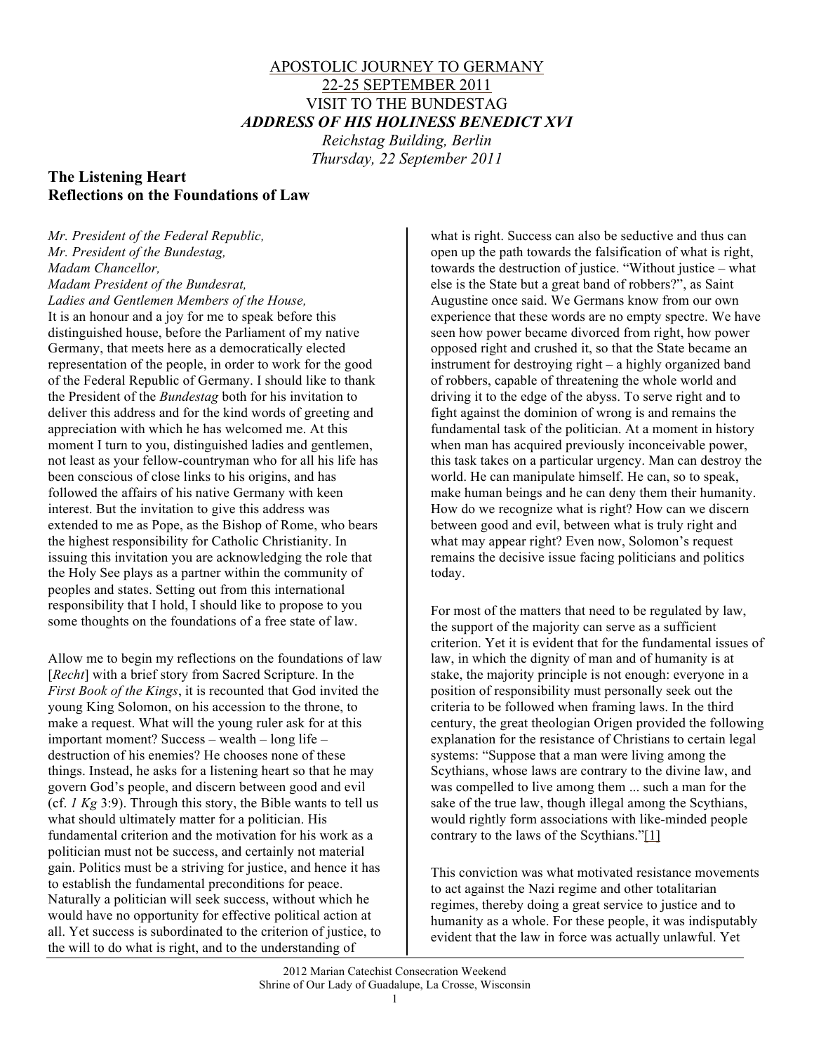APOSTOLIC JOURNEY TO GERMANY
22-25 SEPTEMBER 2011
VISIT TO THE BUNDESTAG
***ADDRESS OF HIS HOLINESS BENEDICT XVI***
*Reichstag Building, Berlin*
*Thursday, 22 September 2011*

## The Listening Heart
## Reflections on the Foundations of Law

*Mr. President of the Federal Republic,*
*Mr. President of the Bundestag,*
*Madam Chancellor,*
*Madam President of the Bundesrat,*
*Ladies and Gentlemen Members of the House,*

It is an honour and a joy for me to speak before this distinguished house, before the Parliament of my native Germany, that meets here as a democratically elected representation of the people, in order to work for the good of the Federal Republic of Germany. I should like to thank the President of the *Bundestag* both for his invitation to deliver this address and for the kind words of greeting and appreciation with which he has welcomed me. At this moment I turn to you, distinguished ladies and gentlemen, not least as your fellow-countryman who for all his life has been conscious of close links to his origins, and has followed the affairs of his native Germany with keen interest. But the invitation to give this address was extended to me as Pope, as the Bishop of Rome, who bears the highest responsibility for Catholic Christianity. In issuing this invitation you are acknowledging the role that the Holy See plays as a partner within the community of peoples and states. Setting out from this international responsibility that I hold, I should like to propose to you some thoughts on the foundations of a free state of law.

Allow me to begin my reflections on the foundations of law [*Recht*] with a brief story from Sacred Scripture. In the *First Book of the Kings*, it is recounted that God invited the young King Solomon, on his accession to the throne, to make a request. What will the young ruler ask for at this important moment? Success – wealth – long life – destruction of his enemies? He chooses none of these things. Instead, he asks for a listening heart so that he may govern God's people, and discern between good and evil (cf. *1 Kg* 3:9). Through this story, the Bible wants to tell us what should ultimately matter for a politician. His fundamental criterion and the motivation for his work as a politician must not be success, and certainly not material gain. Politics must be a striving for justice, and hence it has to establish the fundamental preconditions for peace. Naturally a politician will seek success, without which he would have no opportunity for effective political action at all. Yet success is subordinated to the criterion of justice, to the will to do what is right, and to the understanding of what is right. Success can also be seductive and thus can open up the path towards the falsification of what is right, towards the destruction of justice. "Without justice – what else is the State but a great band of robbers?", as Saint Augustine once said. We Germans know from our own experience that these words are no empty spectre. We have seen how power became divorced from right, how power opposed right and crushed it, so that the State became an instrument for destroying right – a highly organized band of robbers, capable of threatening the whole world and driving it to the edge of the abyss. To serve right and to fight against the dominion of wrong is and remains the fundamental task of the politician. At a moment in history when man has acquired previously inconceivable power, this task takes on a particular urgency. Man can destroy the world. He can manipulate himself. He can, so to speak, make human beings and he can deny them their humanity. How do we recognize what is right? How can we discern between good and evil, between what is truly right and what may appear right? Even now, Solomon's request remains the decisive issue facing politicians and politics today.

For most of the matters that need to be regulated by law, the support of the majority can serve as a sufficient criterion. Yet it is evident that for the fundamental issues of law, in which the dignity of man and of humanity is at stake, the majority principle is not enough: everyone in a position of responsibility must personally seek out the criteria to be followed when framing laws. In the third century, the great theologian Origen provided the following explanation for the resistance of Christians to certain legal systems: "Suppose that a man were living among the Scythians, whose laws are contrary to the divine law, and was compelled to live among them ... such a man for the sake of the true law, though illegal among the Scythians, would rightly form associations with like-minded people contrary to the laws of the Scythians."[1]

This conviction was what motivated resistance movements to act against the Nazi regime and other totalitarian regimes, thereby doing a great service to justice and to humanity as a whole. For these people, it was indisputably evident that the law in force was actually unlawful. Yet

2012 Marian Catechist Consecration Weekend
Shrine of Our Lady of Guadalupe, La Crosse, Wisconsin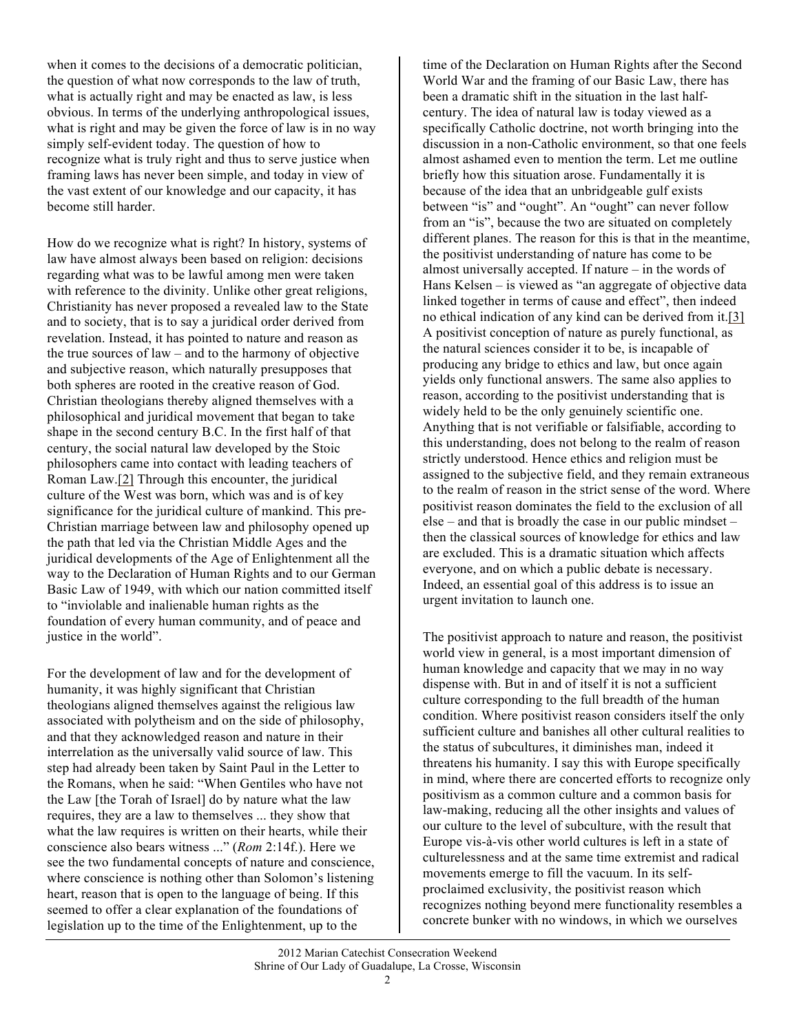when it comes to the decisions of a democratic politician, the question of what now corresponds to the law of truth, what is actually right and may be enacted as law, is less obvious. In terms of the underlying anthropological issues, what is right and may be given the force of law is in no way simply self-evident today. The question of how to recognize what is truly right and thus to serve justice when framing laws has never been simple, and today in view of the vast extent of our knowledge and our capacity, it has become still harder.

How do we recognize what is right? In history, systems of law have almost always been based on religion: decisions regarding what was to be lawful among men were taken with reference to the divinity. Unlike other great religions, Christianity has never proposed a revealed law to the State and to society, that is to say a juridical order derived from revelation. Instead, it has pointed to nature and reason as the true sources of law – and to the harmony of objective and subjective reason, which naturally presupposes that both spheres are rooted in the creative reason of God. Christian theologians thereby aligned themselves with a philosophical and juridical movement that began to take shape in the second century B.C. In the first half of that century, the social natural law developed by the Stoic philosophers came into contact with leading teachers of Roman Law.[2] Through this encounter, the juridical culture of the West was born, which was and is of key significance for the juridical culture of mankind. This pre-Christian marriage between law and philosophy opened up the path that led via the Christian Middle Ages and the juridical developments of the Age of Enlightenment all the way to the Declaration of Human Rights and to our German Basic Law of 1949, with which our nation committed itself to "inviolable and inalienable human rights as the foundation of every human community, and of peace and justice in the world".

For the development of law and for the development of humanity, it was highly significant that Christian theologians aligned themselves against the religious law associated with polytheism and on the side of philosophy, and that they acknowledged reason and nature in their interrelation as the universally valid source of law. This step had already been taken by Saint Paul in the Letter to the Romans, when he said: "When Gentiles who have not the Law [the Torah of Israel] do by nature what the law requires, they are a law to themselves ... they show that what the law requires is written on their hearts, while their conscience also bears witness ..." (*Rom* 2:14f.). Here we see the two fundamental concepts of nature and conscience, where conscience is nothing other than Solomon's listening heart, reason that is open to the language of being. If this seemed to offer a clear explanation of the foundations of legislation up to the time of the Enlightenment, up to the time of the Declaration on Human Rights after the Second World War and the framing of our Basic Law, there has been a dramatic shift in the situation in the last half-century. The idea of natural law is today viewed as a specifically Catholic doctrine, not worth bringing into the discussion in a non-Catholic environment, so that one feels almost ashamed even to mention the term. Let me outline briefly how this situation arose. Fundamentally it is because of the idea that an unbridgeable gulf exists between "is" and "ought". An "ought" can never follow from an "is", because the two are situated on completely different planes. The reason for this is that in the meantime, the positivist understanding of nature has come to be almost universally accepted. If nature – in the words of Hans Kelsen – is viewed as "an aggregate of objective data linked together in terms of cause and effect", then indeed no ethical indication of any kind can be derived from it.[3] A positivist conception of nature as purely functional, as the natural sciences consider it to be, is incapable of producing any bridge to ethics and law, but once again yields only functional answers. The same also applies to reason, according to the positivist understanding that is widely held to be the only genuinely scientific one. Anything that is not verifiable or falsifiable, according to this understanding, does not belong to the realm of reason strictly understood. Hence ethics and religion must be assigned to the subjective field, and they remain extraneous to the realm of reason in the strict sense of the word. Where positivist reason dominates the field to the exclusion of all else – and that is broadly the case in our public mindset – then the classical sources of knowledge for ethics and law are excluded. This is a dramatic situation which affects everyone, and on which a public debate is necessary. Indeed, an essential goal of this address is to issue an urgent invitation to launch one.

The positivist approach to nature and reason, the positivist world view in general, is a most important dimension of human knowledge and capacity that we may in no way dispense with. But in and of itself it is not a sufficient culture corresponding to the full breadth of the human condition. Where positivist reason considers itself the only sufficient culture and banishes all other cultural realities to the status of subcultures, it diminishes man, indeed it threatens his humanity. I say this with Europe specifically in mind, where there are concerted efforts to recognize only positivism as a common culture and a common basis for law-making, reducing all the other insights and values of our culture to the level of subculture, with the result that Europe vis-à-vis other world cultures is left in a state of culturelessness and at the same time extremist and radical movements emerge to fill the vacuum. In its self-proclaimed exclusivity, the positivist reason which recognizes nothing beyond mere functionality resembles a concrete bunker with no windows, in which we ourselves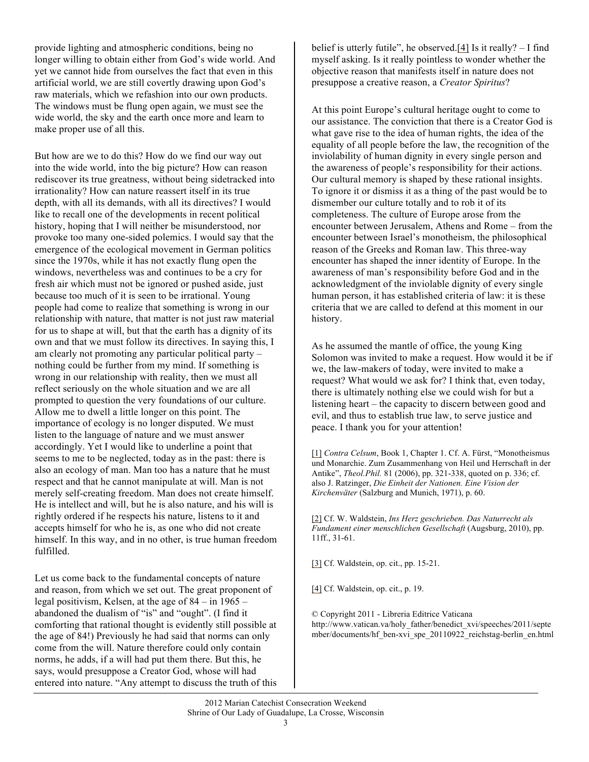provide lighting and atmospheric conditions, being no longer willing to obtain either from God's wide world. And yet we cannot hide from ourselves the fact that even in this artificial world, we are still covertly drawing upon God's raw materials, which we refashion into our own products. The windows must be flung open again, we must see the wide world, the sky and the earth once more and learn to make proper use of all this.

But how are we to do this? How do we find our way out into the wide world, into the big picture? How can reason rediscover its true greatness, without being sidetracked into irrationality? How can nature reassert itself in its true depth, with all its demands, with all its directives? I would like to recall one of the developments in recent political history, hoping that I will neither be misunderstood, nor provoke too many one-sided polemics. I would say that the emergence of the ecological movement in German politics since the 1970s, while it has not exactly flung open the windows, nevertheless was and continues to be a cry for fresh air which must not be ignored or pushed aside, just because too much of it is seen to be irrational. Young people had come to realize that something is wrong in our relationship with nature, that matter is not just raw material for us to shape at will, but that the earth has a dignity of its own and that we must follow its directives. In saying this, I am clearly not promoting any particular political party – nothing could be further from my mind. If something is wrong in our relationship with reality, then we must all reflect seriously on the whole situation and we are all prompted to question the very foundations of our culture. Allow me to dwell a little longer on this point. The importance of ecology is no longer disputed. We must listen to the language of nature and we must answer accordingly. Yet I would like to underline a point that seems to me to be neglected, today as in the past: there is also an ecology of man. Man too has a nature that he must respect and that he cannot manipulate at will. Man is not merely self-creating freedom. Man does not create himself. He is intellect and will, but he is also nature, and his will is rightly ordered if he respects his nature, listens to it and accepts himself for who he is, as one who did not create himself. In this way, and in no other, is true human freedom fulfilled.

Let us come back to the fundamental concepts of nature and reason, from which we set out. The great proponent of legal positivism, Kelsen, at the age of 84 – in 1965 – abandoned the dualism of "is" and "ought". (I find it comforting that rational thought is evidently still possible at the age of 84!) Previously he had said that norms can only come from the will. Nature therefore could only contain norms, he adds, if a will had put them there. But this, he says, would presuppose a Creator God, whose will had entered into nature. "Any attempt to discuss the truth of this belief is utterly futile", he observed.[4] Is it really? – I find myself asking. Is it really pointless to wonder whether the objective reason that manifests itself in nature does not presuppose a creative reason, a *Creator Spiritus*?

At this point Europe's cultural heritage ought to come to our assistance. The conviction that there is a Creator God is what gave rise to the idea of human rights, the idea of the equality of all people before the law, the recognition of the inviolability of human dignity in every single person and the awareness of people's responsibility for their actions. Our cultural memory is shaped by these rational insights. To ignore it or dismiss it as a thing of the past would be to dismember our culture totally and to rob it of its completeness. The culture of Europe arose from the encounter between Jerusalem, Athens and Rome – from the encounter between Israel's monotheism, the philosophical reason of the Greeks and Roman law. This three-way encounter has shaped the inner identity of Europe. In the awareness of man's responsibility before God and in the acknowledgment of the inviolable dignity of every single human person, it has established criteria of law: it is these criteria that we are called to defend at this moment in our history.

As he assumed the mantle of office, the young King Solomon was invited to make a request. How would it be if we, the law-makers of today, were invited to make a request? What would we ask for? I think that, even today, there is ultimately nothing else we could wish for but a listening heart – the capacity to discern between good and evil, and thus to establish true law, to serve justice and peace. I thank you for your attention!

[1] *Contra Celsum*, Book 1, Chapter 1. Cf. A. Fürst, "Monotheismus und Monarchie. Zum Zusammenhang von Heil und Herrschaft in der Antike", *Theol.Phil.* 81 (2006), pp. 321-338, quoted on p. 336; cf. also J. Ratzinger, *Die Einheit der Nationen. Eine Vision der Kirchenväter* (Salzburg and Munich, 1971), p. 60.

[2] Cf. W. Waldstein, *Ins Herz geschrieben. Das Naturrecht als Fundament einer menschlichen Gesellschaft* (Augsburg, 2010), pp. 11ff., 31-61.

[3] Cf. Waldstein, op. cit., pp. 15-21.

[4] Cf. Waldstein, op. cit., p. 19.

© Copyright 2011 - Libreria Editrice Vaticana
http://www.vatican.va/holy_father/benedict_xvi/speeches/2011/september/documents/hf_ben-xvi_spe_20110922_reichstag-berlin_en.html